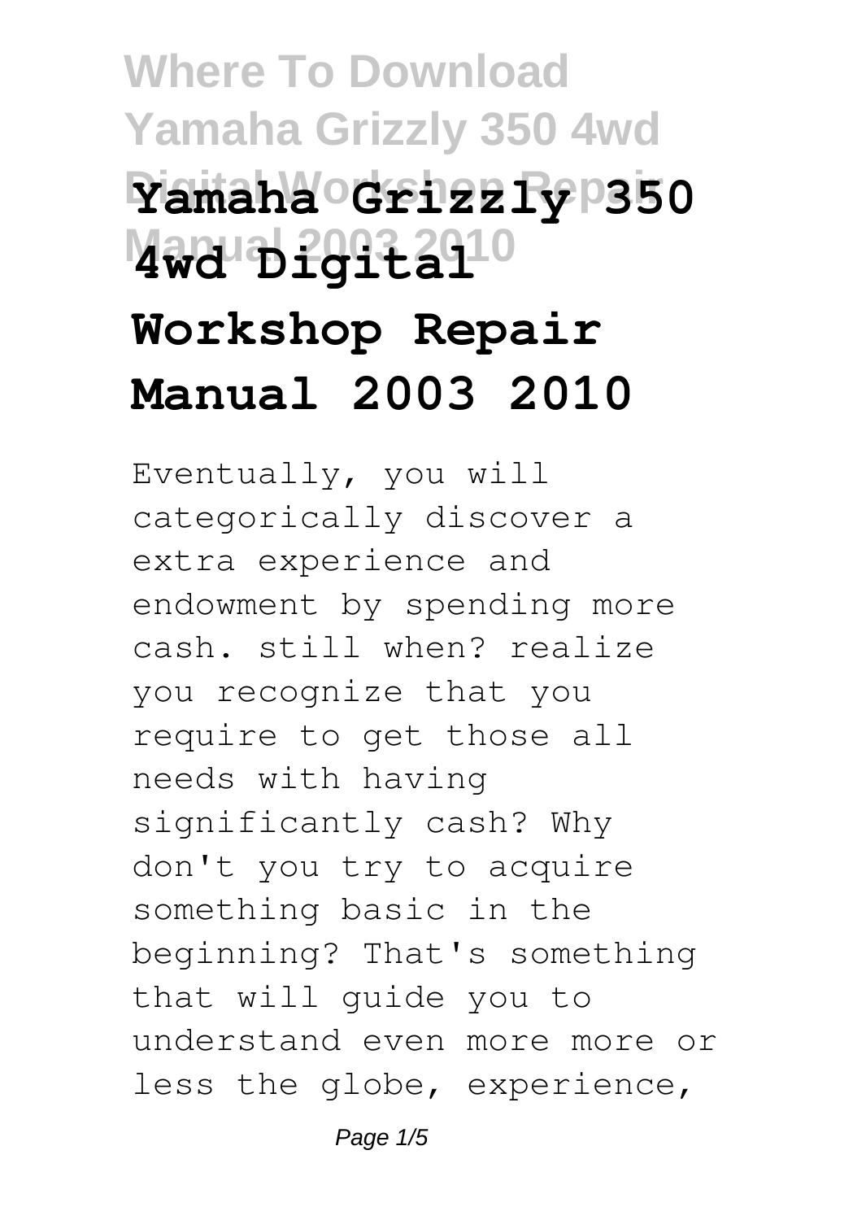# Yamaha Grizzly 350 4wd Digital Workshop Repair Manual 2003 2010

Eventually, you will categorically discover a extra experience and endowment by spending more cash. still when? realize you recognize that you require to get those all needs with having significantly cash? Why don't you try to acquire something basic in the beginning? That's something that will guide you to understand even more more or less the globe, experience,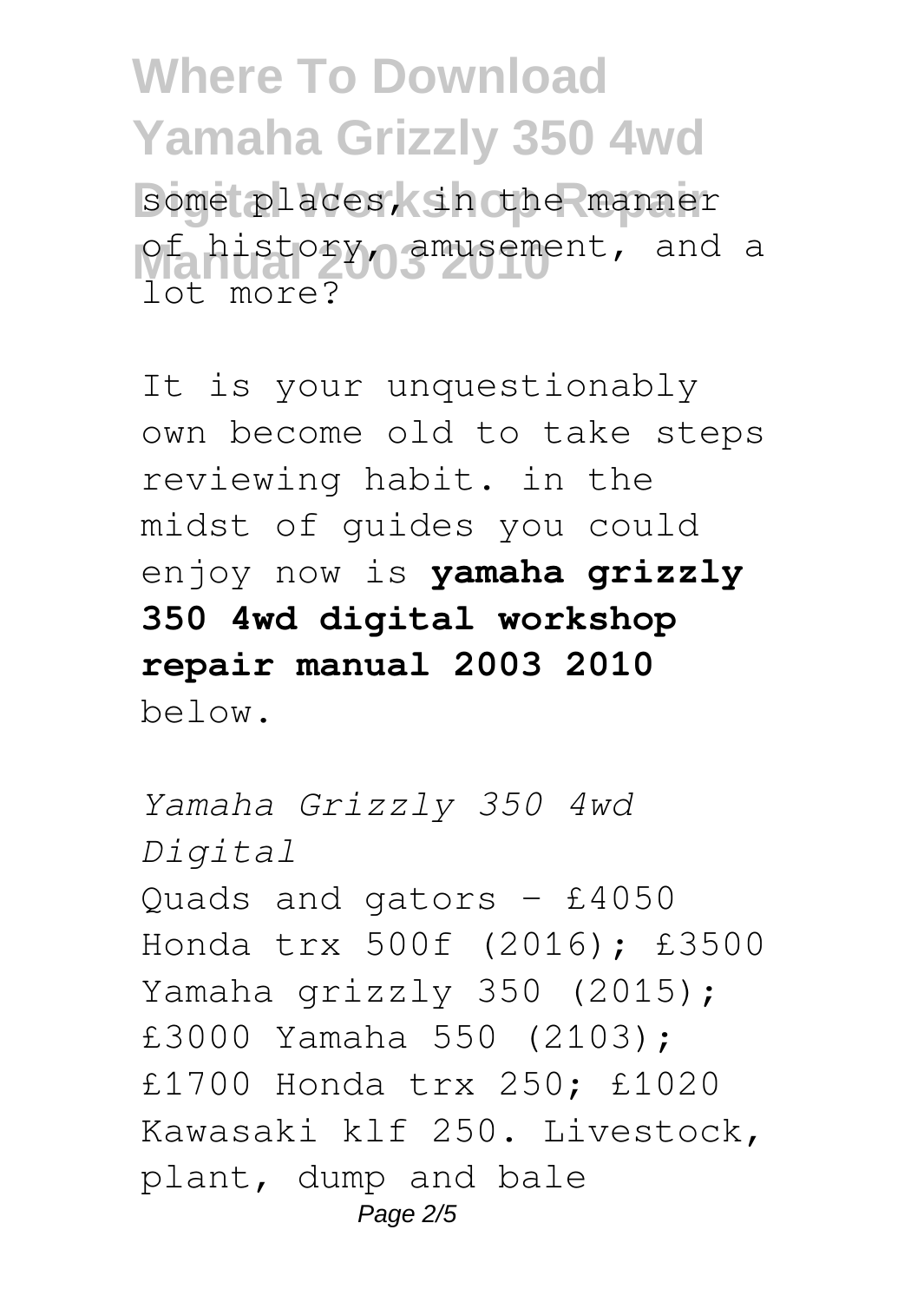some places, in the manner of history, amusement, and a lot more?

It is your unquestionably own become old to take steps reviewing habit. in the midst of guides you could enjoy now is **yamaha grizzly 350 4wd digital workshop repair manual 2003 2010** below.

*Yamaha Grizzly 350 4wd Digital*

Quads and gators - £4050 Honda trx 500f (2016); £3500 Yamaha grizzly 350 (2015); £3000 Yamaha 550 (2103); £1700 Honda trx 250; £1020 Kawasaki klf 250. Livestock, plant, dump and bale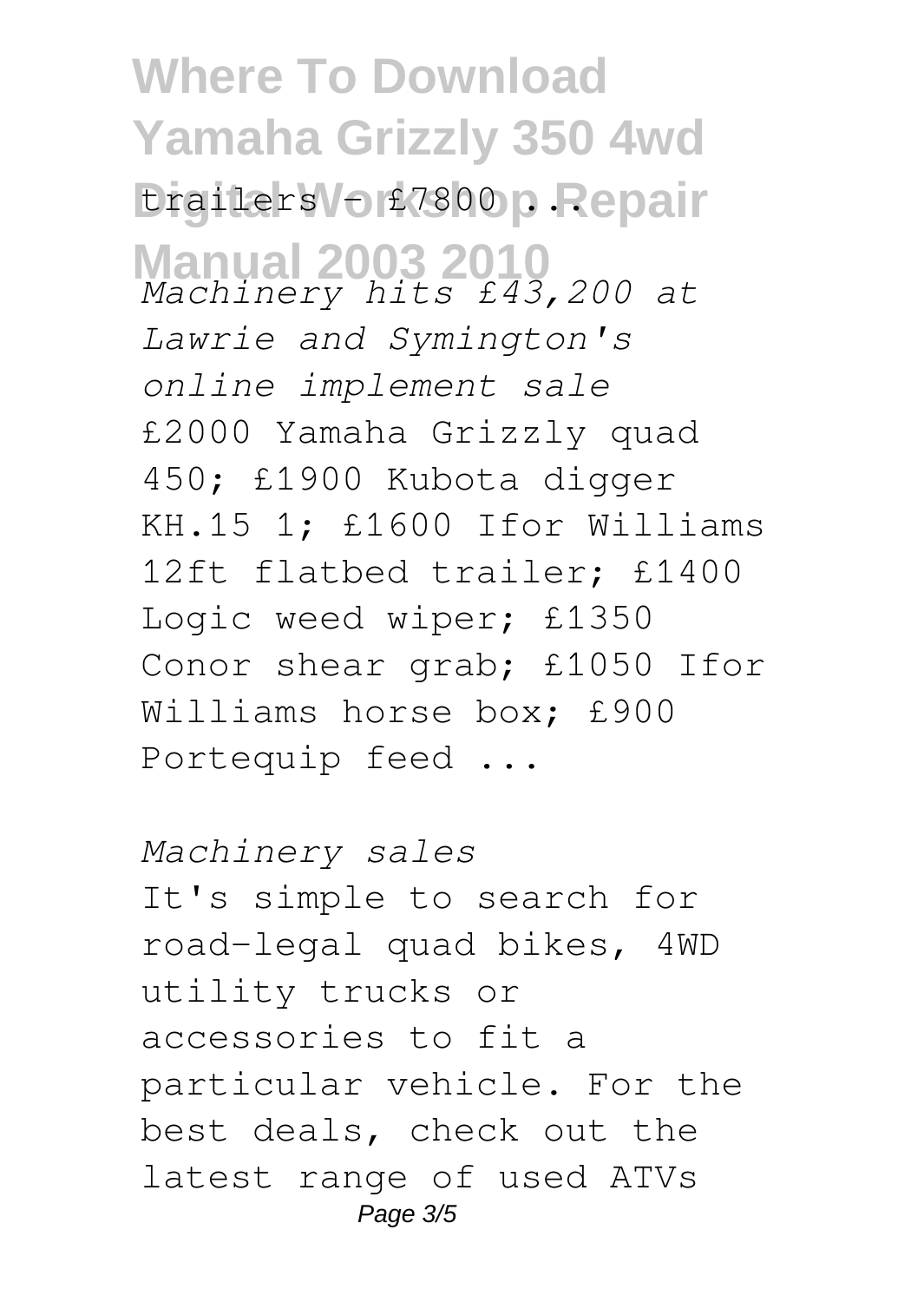trailers - £7800 ...

*Machinery hits £43,200 at Lawrie and Symington's online implement sale*

£2000 Yamaha Grizzly quad 450; £1900 Kubota digger KH.15 1; £1600 Ifor Williams 12ft flatbed trailer; £1400 Logic weed wiper; £1350 Conor shear grab; £1050 Ifor Williams horse box; £900 Portequip feed ...

*Machinery sales*

It's simple to search for road-legal quad bikes, 4WD utility trucks or accessories to fit a particular vehicle. For the best deals, check out the latest range of used ATVs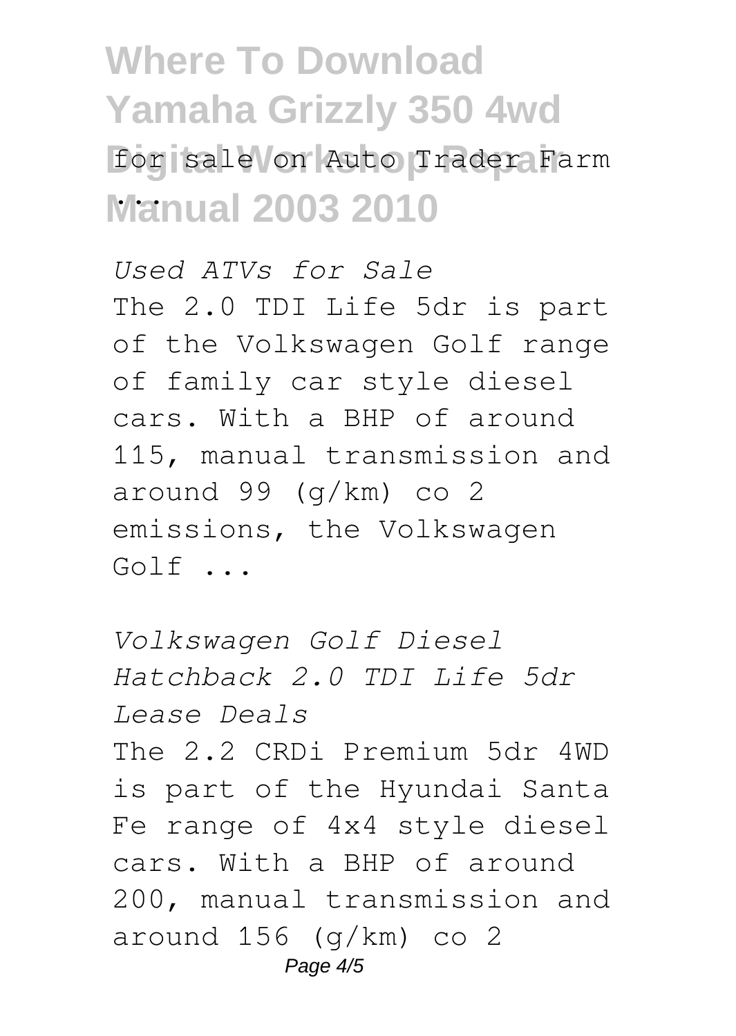for sale on Auto Trader Farm ...

*Used ATVs for Sale*

The 2.0 TDI Life 5dr is part of the Volkswagen Golf range of family car style diesel cars. With a BHP of around 115, manual transmission and around 99 (g/km) co 2 emissions, the Volkswagen Golf ...

*Volkswagen Golf Diesel Hatchback 2.0 TDI Life 5dr Lease Deals*

The 2.2 CRDi Premium 5dr 4WD is part of the Hyundai Santa Fe range of 4x4 style diesel cars. With a BHP of around 200, manual transmission and around 156 (g/km) co 2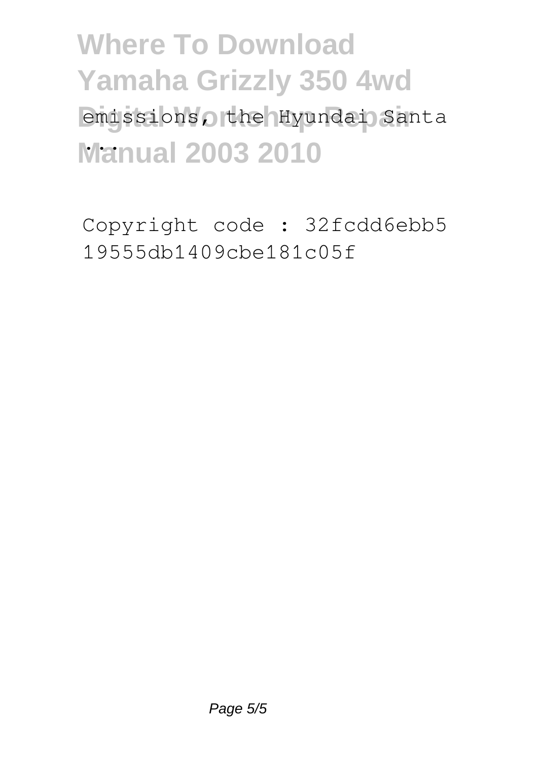emissions, the Hyundai Santa ...

Copyright code : 32fcdd6ebb519555db1409cbe181c05f